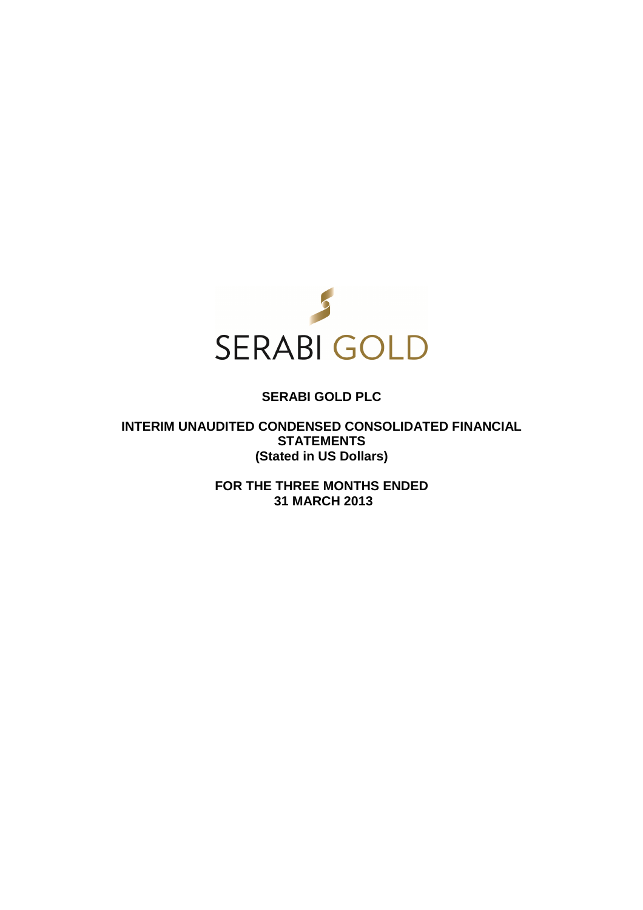SERABI GOLD

# SERABI GOLD PLC

## INTERIM UNAUDITED CONDENSED CONSOLIDATED FINANCIAL STATEMENTS
## (Stated in US Dollars)

## FOR THE THREE MONTHS ENDED 31 MARCH 2013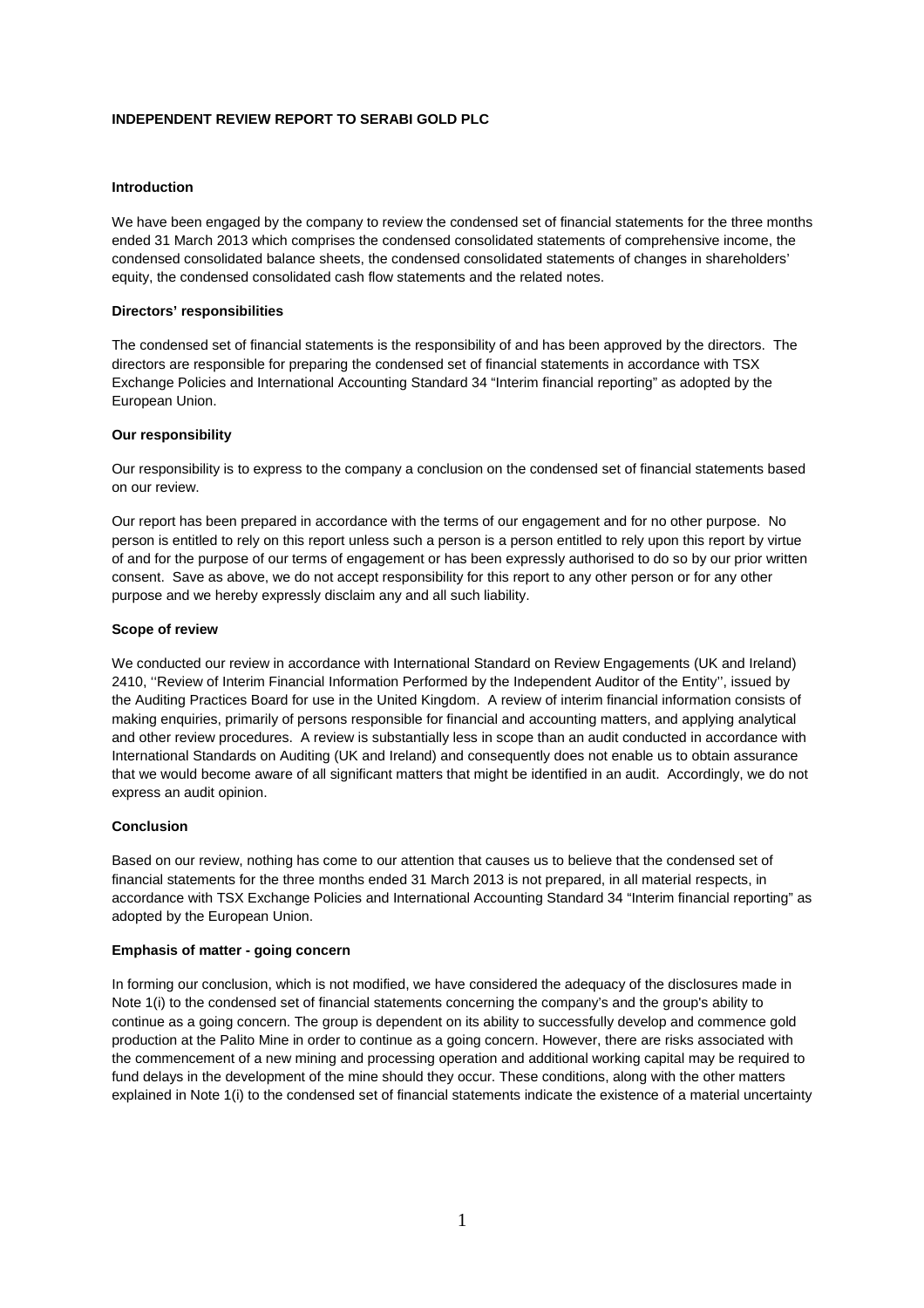**INDEPENDENT REVIEW REPORT TO SERABI GOLD PLC**

**Introduction**

We have been engaged by the company to review the condensed set of financial statements for the three months ended 31 March 2013 which comprises the condensed consolidated statements of comprehensive income, the condensed consolidated balance sheets, the condensed consolidated statements of changes in shareholders' equity, the condensed consolidated cash flow statements and the related notes.

**Directors' responsibilities**

The condensed set of financial statements is the responsibility of and has been approved by the directors. The directors are responsible for preparing the condensed set of financial statements in accordance with TSX Exchange Policies and International Accounting Standard 34 "Interim financial reporting" as adopted by the European Union.

**Our responsibility**

Our responsibility is to express to the company a conclusion on the condensed set of financial statements based on our review.

Our report has been prepared in accordance with the terms of our engagement and for no other purpose. No person is entitled to rely on this report unless such a person is a person entitled to rely upon this report by virtue of and for the purpose of our terms of engagement or has been expressly authorised to do so by our prior written consent. Save as above, we do not accept responsibility for this report to any other person or for any other purpose and we hereby expressly disclaim any and all such liability.

**Scope of review**

We conducted our review in accordance with International Standard on Review Engagements (UK and Ireland) 2410, ''Review of Interim Financial Information Performed by the Independent Auditor of the Entity'', issued by the Auditing Practices Board for use in the United Kingdom. A review of interim financial information consists of making enquiries, primarily of persons responsible for financial and accounting matters, and applying analytical and other review procedures. A review is substantially less in scope than an audit conducted in accordance with International Standards on Auditing (UK and Ireland) and consequently does not enable us to obtain assurance that we would become aware of all significant matters that might be identified in an audit. Accordingly, we do not express an audit opinion.

**Conclusion**

Based on our review, nothing has come to our attention that causes us to believe that the condensed set of financial statements for the three months ended 31 March 2013 is not prepared, in all material respects, in accordance with TSX Exchange Policies and International Accounting Standard 34 "Interim financial reporting" as adopted by the European Union.

**Emphasis of matter - going concern**

In forming our conclusion, which is not modified, we have considered the adequacy of the disclosures made in Note 1(i) to the condensed set of financial statements concerning the company's and the group's ability to continue as a going concern. The group is dependent on its ability to successfully develop and commence gold production at the Palito Mine in order to continue as a going concern. However, there are risks associated with the commencement of a new mining and processing operation and additional working capital may be required to fund delays in the development of the mine should they occur. These conditions, along with the other matters explained in Note 1(i) to the condensed set of financial statements indicate the existence of a material uncertainty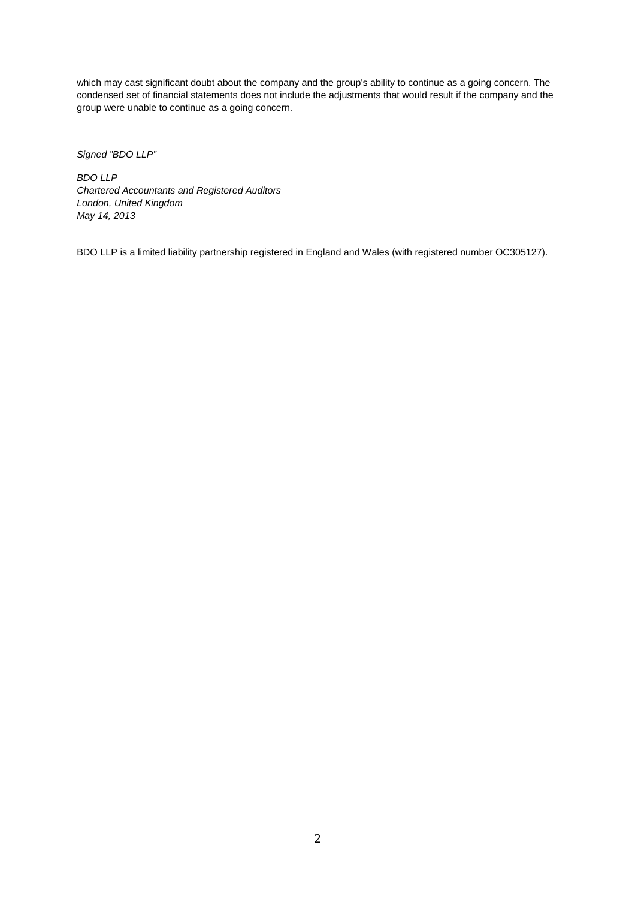which may cast significant doubt about the company and the group's ability to continue as a going concern. The condensed set of financial statements does not include the adjustments that would result if the company and the group were unable to continue as a going concern.

*Signed "BDO LLP"*

*BDO LLP*
*Chartered Accountants and Registered Auditors*
*London, United Kingdom*
*May 14, 2013*

BDO LLP is a limited liability partnership registered in England and Wales (with registered number OC305127).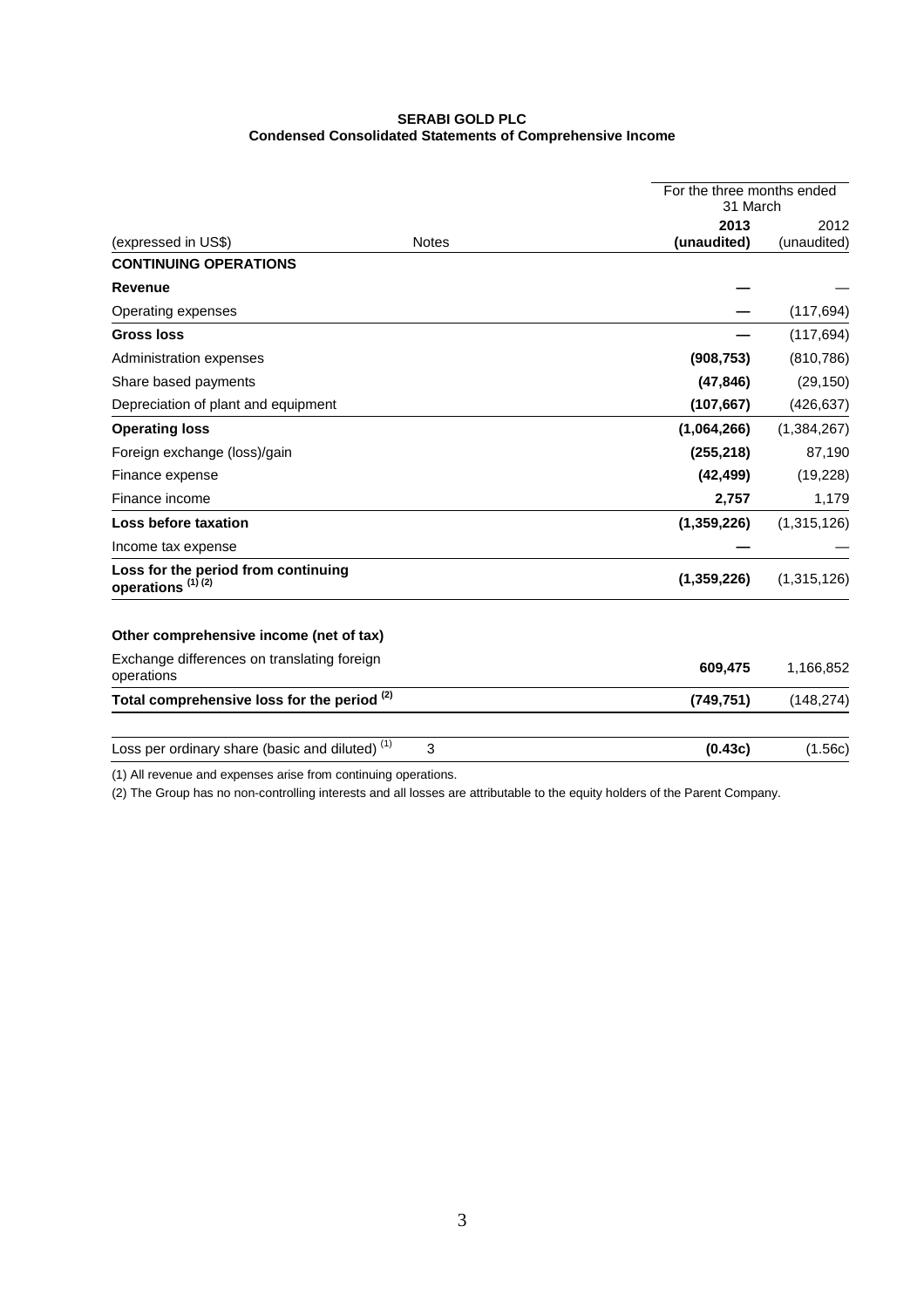**SERABI GOLD PLC**
**Condensed Consolidated Statements of Comprehensive Income**

| (expressed in US$) | Notes | For the three months ended 31 March 2013 (unaudited) | 2012 (unaudited) |
|---|---|---|---|
| **CONTINUING OPERATIONS** | | | |
| **Revenue** | | **—** | — |
| Operating expenses | | **—** | (117,694) |
| **Gross loss** | | **—** | (117,694) |
| Administration expenses | | **(908,753)** | (810,786) |
| Share based payments | | **(47,846)** | (29,150) |
| Depreciation of plant and equipment | | **(107,667)** | (426,637) |
| **Operating loss** | | **(1,064,266)** | (1,384,267) |
| Foreign exchange (loss)/gain | | **(255,218)** | 87,190 |
| Finance expense | | **(42,499)** | (19,228) |
| Finance income | | **2,757** | 1,179 |
| **Loss before taxation** | | **(1,359,226)** | (1,315,126) |
| Income tax expense | | **—** | — |
| **Loss for the period from continuing operations (1) (2)** | | **(1,359,226)** | (1,315,126) |
| | | | |
| **Other comprehensive income (net of tax)** | | | |
| Exchange differences on translating foreign operations | | **609,475** | 1,166,852 |
| **Total comprehensive loss for the period (2)** | | **(749,751)** | (148,274) |
| | | | |
| Loss per ordinary share (basic and diluted) (1) | 3 | **(0.43c)** | (1.56c) |

(1) All revenue and expenses arise from continuing operations.

(2) The Group has no non-controlling interests and all losses are attributable to the equity holders of the Parent Company.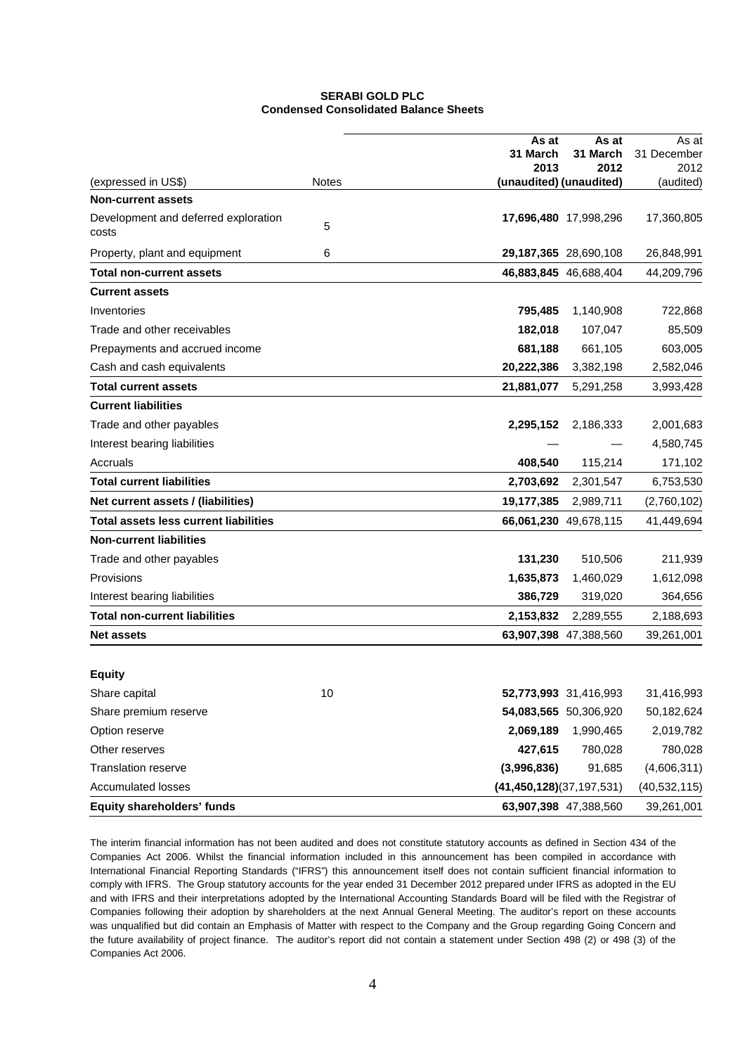**SERABI GOLD PLC**
**Condensed Consolidated Balance Sheets**

| (expressed in US$) | Notes | As at 31 March 2013 (unaudited) | As at 31 March 2012 (unaudited) | As at 31 December 2012 (audited) |
|---|---|---|---|---|
| **Non-current assets** | | | | |
| Development and deferred exploration costs | 5 | **17,696,480** | 17,998,296 | 17,360,805 |
| Property, plant and equipment | 6 | **29,187,365** | 28,690,108 | 26,848,991 |
| **Total non-current assets** | | **46,883,845** | 46,688,404 | 44,209,796 |
| **Current assets** | | | | |
| Inventories | | **795,485** | 1,140,908 | 722,868 |
| Trade and other receivables | | **182,018** | 107,047 | 85,509 |
| Prepayments and accrued income | | **681,188** | 661,105 | 603,005 |
| Cash and cash equivalents | | **20,222,386** | 3,382,198 | 2,582,046 |
| **Total current assets** | | **21,881,077** | 5,291,258 | 3,993,428 |
| **Current liabilities** | | | | |
| Trade and other payables | | **2,295,152** | 2,186,333 | 2,001,683 |
| Interest bearing liabilities | | — | — | 4,580,745 |
| Accruals | | **408,540** | 115,214 | 171,102 |
| **Total current liabilities** | | **2,703,692** | 2,301,547 | 6,753,530 |
| **Net current assets / (liabilities)** | | **19,177,385** | 2,989,711 | (2,760,102) |
| **Total assets less current liabilities** | | **66,061,230** | 49,678,115 | 41,449,694 |
| **Non-current liabilities** | | | | |
| Trade and other payables | | **131,230** | 510,506 | 211,939 |
| Provisions | | **1,635,873** | 1,460,029 | 1,612,098 |
| Interest bearing liabilities | | **386,729** | 319,020 | 364,656 |
| **Total non-current liabilities** | | **2,153,832** | 2,289,555 | 2,188,693 |
| **Net assets** | | **63,907,398** | 47,388,560 | 39,261,001 |
| | | | | |
| **Equity** | | | | |
| Share capital | 10 | **52,773,993** | 31,416,993 | 31,416,993 |
| Share premium reserve | | **54,083,565** | 50,306,920 | 50,182,624 |
| Option reserve | | **2,069,189** | 1,990,465 | 2,019,782 |
| Other reserves | | **427,615** | 780,028 | 780,028 |
| Translation reserve | | **(3,996,836)** | 91,685 | (4,606,311) |
| Accumulated losses | | **(41,450,128)** | (37,197,531) | (40,532,115) |
| **Equity shareholders' funds** | | **63,907,398** | 47,388,560 | 39,261,001 |

The interim financial information has not been audited and does not constitute statutory accounts as defined in Section 434 of the Companies Act 2006. Whilst the financial information included in this announcement has been compiled in accordance with International Financial Reporting Standards ("IFRS") this announcement itself does not contain sufficient financial information to comply with IFRS. The Group statutory accounts for the year ended 31 December 2012 prepared under IFRS as adopted in the EU and with IFRS and their interpretations adopted by the International Accounting Standards Board will be filed with the Registrar of Companies following their adoption by shareholders at the next Annual General Meeting. The auditor's report on these accounts was unqualified but did contain an Emphasis of Matter with respect to the Company and the Group regarding Going Concern and the future availability of project finance. The auditor's report did not contain a statement under Section 498 (2) or 498 (3) of the Companies Act 2006.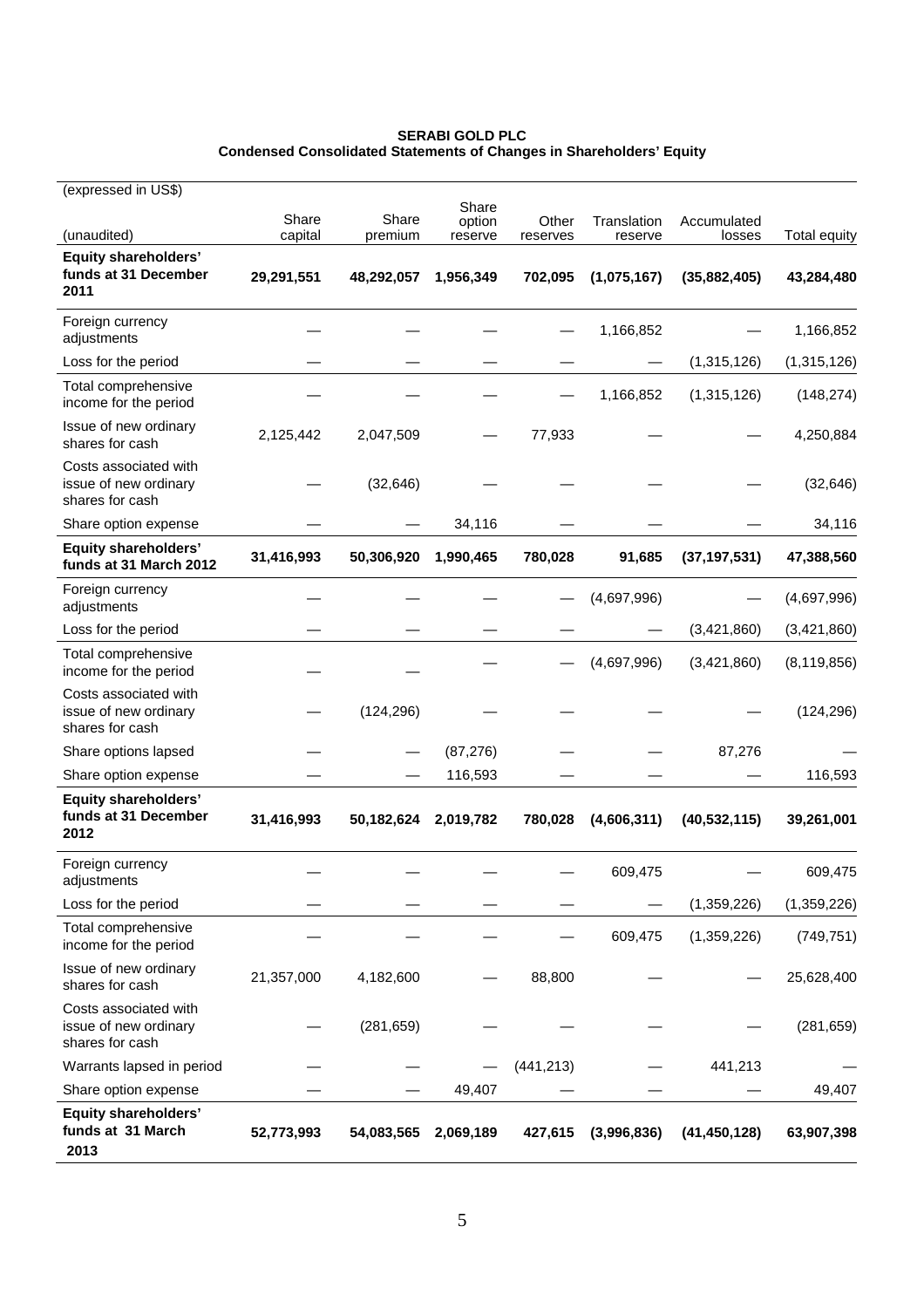**SERABI GOLD PLC**
**Condensed Consolidated Statements of Changes in Shareholders' Equity**

| (expressed in US$) (unaudited) | Share capital | Share premium | Share option reserve | Other reserves | Translation reserve | Accumulated losses | Total equity |
|---|---|---|---|---|---|---|---|
| **Equity shareholders' funds at 31 December 2011** | **29,291,551** | **48,292,057** | **1,956,349** | **702,095** | **(1,075,167)** | **(35,882,405)** | **43,284,480** |
| Foreign currency adjustments | — | — | — | — | 1,166,852 | — | 1,166,852 |
| Loss for the period | — | — | — | — | — | (1,315,126) | (1,315,126) |
| Total comprehensive income for the period | — | — | — | — | 1,166,852 | (1,315,126) | (148,274) |
| Issue of new ordinary shares for cash | 2,125,442 | 2,047,509 | — | 77,933 | — | — | 4,250,884 |
| Costs associated with issue of new ordinary shares for cash | — | (32,646) | — | — | — | — | (32,646) |
| Share option expense | — | — | 34,116 | — | — | — | 34,116 |
| **Equity shareholders' funds at 31 March 2012** | **31,416,993** | **50,306,920** | **1,990,465** | **780,028** | **91,685** | **(37,197,531)** | **47,388,560** |
| Foreign currency adjustments | — | — | — | — | (4,697,996) | — | (4,697,996) |
| Loss for the period | — | — | — | — | — | (3,421,860) | (3,421,860) |
| Total comprehensive income for the period | — | — | — | — | (4,697,996) | (3,421,860) | (8,119,856) |
| Costs associated with issue of new ordinary shares for cash | — | (124,296) | — | — | — | — | (124,296) |
| Share options lapsed | — | — | (87,276) | — | — | 87,276 | — |
| Share option expense | — | — | 116,593 | — | — | — | 116,593 |
| **Equity shareholders' funds at 31 December 2012** | **31,416,993** | **50,182,624** | **2,019,782** | **780,028** | **(4,606,311)** | **(40,532,115)** | **39,261,001** |
| Foreign currency adjustments | — | — | — | — | 609,475 | — | 609,475 |
| Loss for the period | — | — | — | — | — | (1,359,226) | (1,359,226) |
| Total comprehensive income for the period | — | — | — | — | 609,475 | (1,359,226) | (749,751) |
| Issue of new ordinary shares for cash | 21,357,000 | 4,182,600 | — | 88,800 | — | — | 25,628,400 |
| Costs associated with issue of new ordinary shares for cash | — | (281,659) | — | — | — | — | (281,659) |
| Warrants lapsed in period | — | — | — | (441,213) | — | 441,213 | — |
| Share option expense | — | — | 49,407 | — | — | — | 49,407 |
| **Equity shareholders' funds at 31 March 2013** | **52,773,993** | **54,083,565** | **2,069,189** | **427,615** | **(3,996,836)** | **(41,450,128)** | **63,907,398** |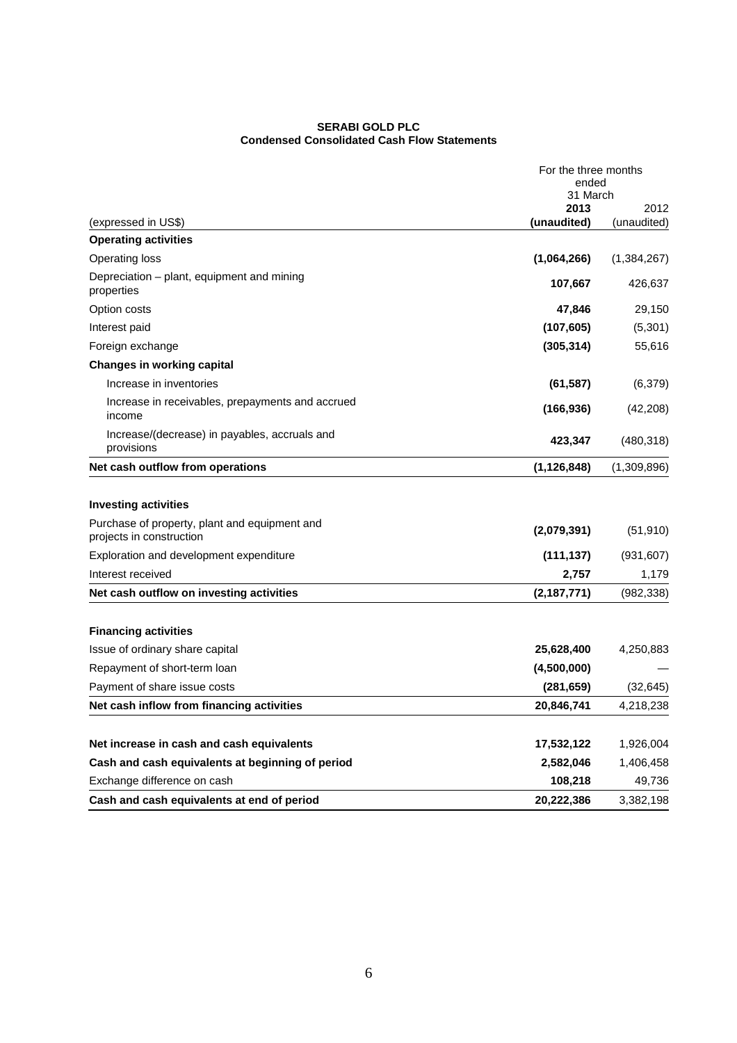**SERABI GOLD PLC**
**Condensed Consolidated Cash Flow Statements**

| (expressed in US$) | For the three months ended 31 March 2013 (unaudited) | 2012 (unaudited) |
|---|---|---|
| **Operating activities** | | |
| Operating loss | **(1,064,266)** | (1,384,267) |
| Depreciation – plant, equipment and mining properties | **107,667** | 426,637 |
| Option costs | **47,846** | 29,150 |
| Interest paid | **(107,605)** | (5,301) |
| Foreign exchange | **(305,314)** | 55,616 |
| **Changes in working capital** | | |
| Increase in inventories | **(61,587)** | (6,379) |
| Increase in receivables, prepayments and accrued income | **(166,936)** | (42,208) |
| Increase/(decrease) in payables, accruals and provisions | **423,347** | (480,318) |
| **Net cash outflow from operations** | **(1,126,848)** | (1,309,896) |
| | | |
| **Investing activities** | | |
| Purchase of property, plant and equipment and projects in construction | **(2,079,391)** | (51,910) |
| Exploration and development expenditure | **(111,137)** | (931,607) |
| Interest received | **2,757** | 1,179 |
| **Net cash outflow on investing activities** | **(2,187,771)** | (982,338) |
| | | |
| **Financing activities** | | |
| Issue of ordinary share capital | **25,628,400** | 4,250,883 |
| Repayment of short-term loan | **(4,500,000)** | — |
| Payment of share issue costs | **(281,659)** | (32,645) |
| **Net cash inflow from financing activities** | **20,846,741** | 4,218,238 |
| | | |
| **Net increase in cash and cash equivalents** | **17,532,122** | 1,926,004 |
| **Cash and cash equivalents at beginning of period** | **2,582,046** | 1,406,458 |
| Exchange difference on cash | **108,218** | 49,736 |
| **Cash and cash equivalents at end of period** | **20,222,386** | 3,382,198 |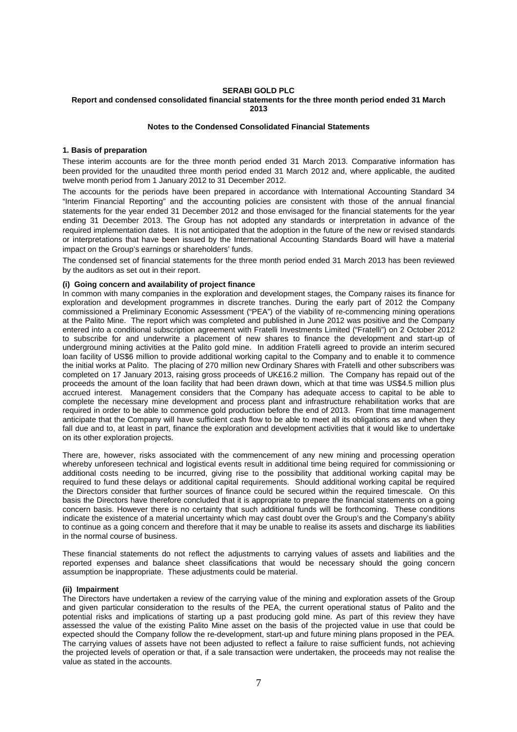**SERABI GOLD PLC**

**Report and condensed consolidated financial statements for the three month period ended 31 March 2013**

**Notes to the Condensed Consolidated Financial Statements**

**1. Basis of preparation**

These interim accounts are for the three month period ended 31 March 2013. Comparative information has been provided for the unaudited three month period ended 31 March 2012 and, where applicable, the audited twelve month period from 1 January 2012 to 31 December 2012.

The accounts for the periods have been prepared in accordance with International Accounting Standard 34 "Interim Financial Reporting" and the accounting policies are consistent with those of the annual financial statements for the year ended 31 December 2012 and those envisaged for the financial statements for the year ending 31 December 2013. The Group has not adopted any standards or interpretation in advance of the required implementation dates. It is not anticipated that the adoption in the future of the new or revised standards or interpretations that have been issued by the International Accounting Standards Board will have a material impact on the Group's earnings or shareholders' funds.

The condensed set of financial statements for the three month period ended 31 March 2013 has been reviewed by the auditors as set out in their report.

**(i) Going concern and availability of project finance**

In common with many companies in the exploration and development stages, the Company raises its finance for exploration and development programmes in discrete tranches. During the early part of 2012 the Company commissioned a Preliminary Economic Assessment ("PEA") of the viability of re-commencing mining operations at the Palito Mine. The report which was completed and published in June 2012 was positive and the Company entered into a conditional subscription agreement with Fratelli Investments Limited ("Fratelli") on 2 October 2012 to subscribe for and underwrite a placement of new shares to finance the development and start-up of underground mining activities at the Palito gold mine. In addition Fratelli agreed to provide an interim secured loan facility of US$6 million to provide additional working capital to the Company and to enable it to commence the initial works at Palito. The placing of 270 million new Ordinary Shares with Fratelli and other subscribers was completed on 17 January 2013, raising gross proceeds of UK£16.2 million. The Company has repaid out of the proceeds the amount of the loan facility that had been drawn down, which at that time was US$4.5 million plus accrued interest. Management considers that the Company has adequate access to capital to be able to complete the necessary mine development and process plant and infrastructure rehabilitation works that are required in order to be able to commence gold production before the end of 2013. From that time management anticipate that the Company will have sufficient cash flow to be able to meet all its obligations as and when they fall due and to, at least in part, finance the exploration and development activities that it would like to undertake on its other exploration projects.

There are, however, risks associated with the commencement of any new mining and processing operation whereby unforeseen technical and logistical events result in additional time being required for commissioning or additional costs needing to be incurred, giving rise to the possibility that additional working capital may be required to fund these delays or additional capital requirements. Should additional working capital be required the Directors consider that further sources of finance could be secured within the required timescale. On this basis the Directors have therefore concluded that it is appropriate to prepare the financial statements on a going concern basis. However there is no certainty that such additional funds will be forthcoming. These conditions indicate the existence of a material uncertainty which may cast doubt over the Group's and the Company's ability to continue as a going concern and therefore that it may be unable to realise its assets and discharge its liabilities in the normal course of business.

These financial statements do not reflect the adjustments to carrying values of assets and liabilities and the reported expenses and balance sheet classifications that would be necessary should the going concern assumption be inappropriate. These adjustments could be material.

**(ii) Impairment**

The Directors have undertaken a review of the carrying value of the mining and exploration assets of the Group and given particular consideration to the results of the PEA, the current operational status of Palito and the potential risks and implications of starting up a past producing gold mine. As part of this review they have assessed the value of the existing Palito Mine asset on the basis of the projected value in use that could be expected should the Company follow the re-development, start-up and future mining plans proposed in the PEA. The carrying values of assets have not been adjusted to reflect a failure to raise sufficient funds, not achieving the projected levels of operation or that, if a sale transaction were undertaken, the proceeds may not realise the value as stated in the accounts.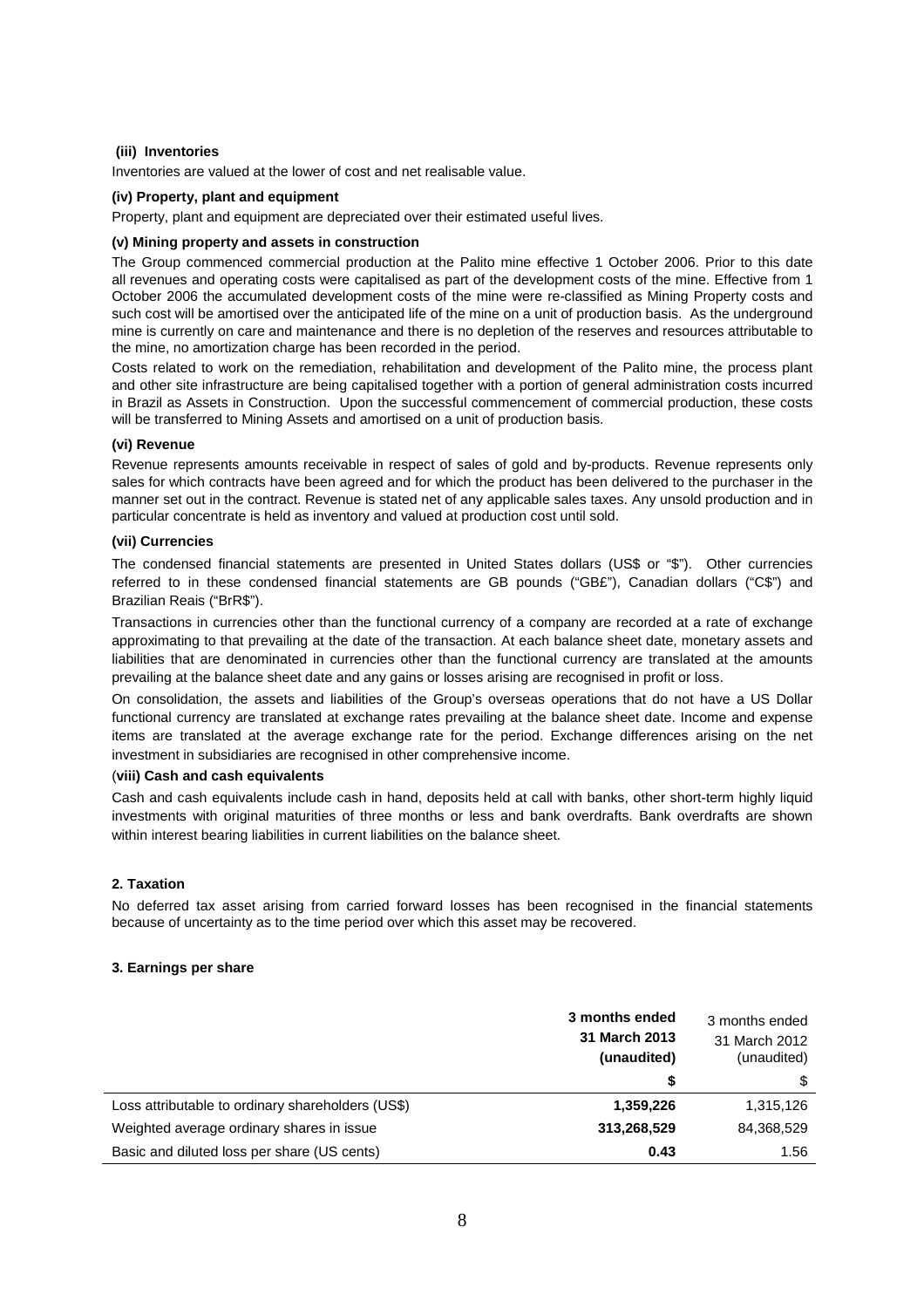**(iii) Inventories**

Inventories are valued at the lower of cost and net realisable value.

**(iv) Property, plant and equipment**

Property, plant and equipment are depreciated over their estimated useful lives.

**(v) Mining property and assets in construction**

The Group commenced commercial production at the Palito mine effective 1 October 2006. Prior to this date all revenues and operating costs were capitalised as part of the development costs of the mine. Effective from 1 October 2006 the accumulated development costs of the mine were re-classified as Mining Property costs and such cost will be amortised over the anticipated life of the mine on a unit of production basis. As the underground mine is currently on care and maintenance and there is no depletion of the reserves and resources attributable to the mine, no amortization charge has been recorded in the period.

Costs related to work on the remediation, rehabilitation and development of the Palito mine, the process plant and other site infrastructure are being capitalised together with a portion of general administration costs incurred in Brazil as Assets in Construction. Upon the successful commencement of commercial production, these costs will be transferred to Mining Assets and amortised on a unit of production basis.

**(vi) Revenue**

Revenue represents amounts receivable in respect of sales of gold and by-products. Revenue represents only sales for which contracts have been agreed and for which the product has been delivered to the purchaser in the manner set out in the contract. Revenue is stated net of any applicable sales taxes. Any unsold production and in particular concentrate is held as inventory and valued at production cost until sold.

**(vii) Currencies**

The condensed financial statements are presented in United States dollars (US$ or "$"). Other currencies referred to in these condensed financial statements are GB pounds ("GB£"), Canadian dollars ("C$") and Brazilian Reais ("BrR$").

Transactions in currencies other than the functional currency of a company are recorded at a rate of exchange approximating to that prevailing at the date of the transaction. At each balance sheet date, monetary assets and liabilities that are denominated in currencies other than the functional currency are translated at the amounts prevailing at the balance sheet date and any gains or losses arising are recognised in profit or loss.

On consolidation, the assets and liabilities of the Group's overseas operations that do not have a US Dollar functional currency are translated at exchange rates prevailing at the balance sheet date. Income and expense items are translated at the average exchange rate for the period. Exchange differences arising on the net investment in subsidiaries are recognised in other comprehensive income.

**(viii) Cash and cash equivalents**

Cash and cash equivalents include cash in hand, deposits held at call with banks, other short-term highly liquid investments with original maturities of three months or less and bank overdrafts. Bank overdrafts are shown within interest bearing liabilities in current liabilities on the balance sheet.

## 2. Taxation

No deferred tax asset arising from carried forward losses has been recognised in the financial statements because of uncertainty as to the time period over which this asset may be recovered.

## 3. Earnings per share

| | **3 months ended 31 March 2013 (unaudited)** | 3 months ended 31 March 2012 (unaudited) |
|---|---|---|
| | **$** | $ |
| Loss attributable to ordinary shareholders (US$) | **1,359,226** | 1,315,126 |
| Weighted average ordinary shares in issue | **313,268,529** | 84,368,529 |
| Basic and diluted loss per share (US cents) | **0.43** | 1.56 |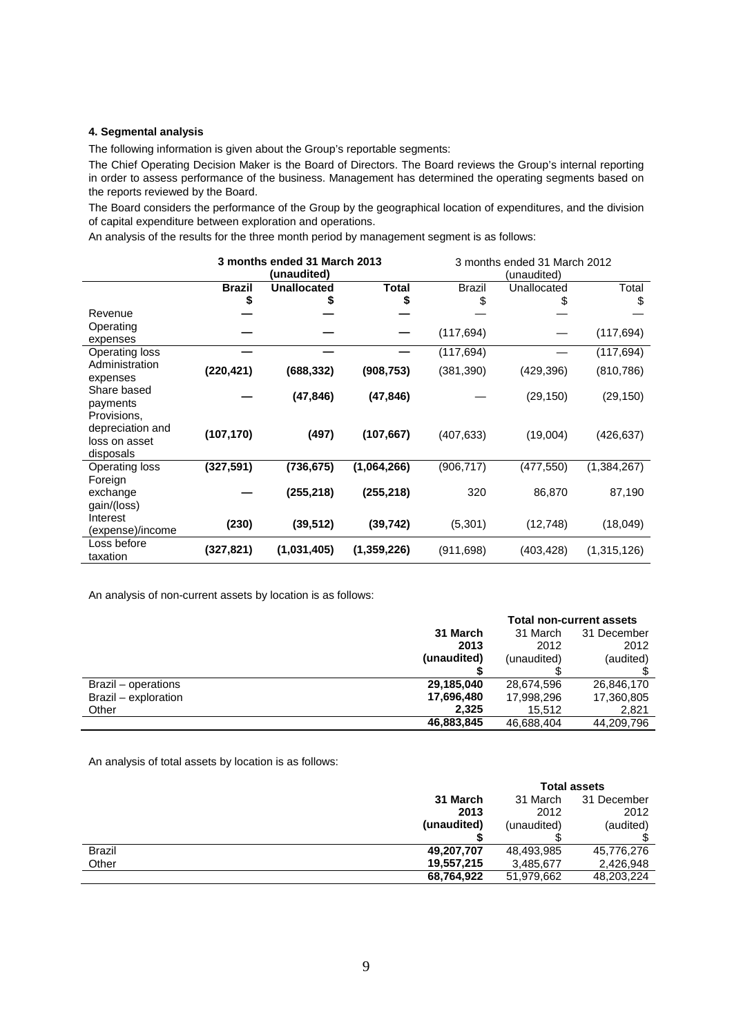#### 4. Segmental analysis

The following information is given about the Group's reportable segments:

The Chief Operating Decision Maker is the Board of Directors. The Board reviews the Group's internal reporting in order to assess performance of the business. Management has determined the operating segments based on the reports reviewed by the Board.

The Board considers the performance of the Group by the geographical location of expenditures, and the division of capital expenditure between exploration and operations.

An analysis of the results for the three month period by management segment is as follows:

| | **3 months ended 31 March 2013 (unaudited)** | | | 3 months ended 31 March 2012 (unaudited) | | |
|---|---|---|---|---|---|---|
| | **Brazil** | **Unallocated** | **Total** | Brazil | Unallocated | Total |
| | **$** | **$** | **$** | $ | $ | $ |
| Revenue | **—** | **—** | **—** | — | — | — |
| Operating expenses | **—** | **—** | **—** | (117,694) | — | (117,694) |
| Operating loss | **—** | **—** | **—** | (117,694) | — | (117,694) |
| Administration expenses | **(220,421)** | **(688,332)** | **(908,753)** | (381,390) | (429,396) | (810,786) |
| Share based payments | **—** | **(47,846)** | **(47,846)** | — | (29,150) | (29,150) |
| Provisions, depreciation and loss on asset disposals | **(107,170)** | **(497)** | **(107,667)** | (407,633) | (19,004) | (426,637) |
| Operating loss | **(327,591)** | **(736,675)** | **(1,064,266)** | (906,717) | (477,550) | (1,384,267) |
| Foreign exchange gain/(loss) | **—** | **(255,218)** | **(255,218)** | 320 | 86,870 | 87,190 |
| Interest (expense)/income | **(230)** | **(39,512)** | **(39,742)** | (5,301) | (12,748) | (18,049) |
| Loss before taxation | **(327,821)** | **(1,031,405)** | **(1,359,226)** | (911,698) | (403,428) | (1,315,126) |

An analysis of non-current assets by location is as follows:

| | **Total non-current assets** | | |
|---|---|---|---|
| | **31 March 2013 (unaudited)** | 31 March 2012 (unaudited) | 31 December 2012 (audited) |
| | **$** | $ | $ |
| Brazil – operations | **29,185,040** | 28,674,596 | 26,846,170 |
| Brazil – exploration | **17,696,480** | 17,998,296 | 17,360,805 |
| Other | **2,325** | 15,512 | 2,821 |
| | **46,883,845** | 46,688,404 | 44,209,796 |

An analysis of total assets by location is as follows:

| | **Total assets** | | |
|---|---|---|---|
| | **31 March 2013 (unaudited)** | 31 March 2012 (unaudited) | 31 December 2012 (audited) |
| | **$** | $ | $ |
| Brazil | **49,207,707** | 48,493,985 | 45,776,276 |
| Other | **19,557,215** | 3,485,677 | 2,426,948 |
| | **68,764,922** | 51,979,662 | 48,203,224 |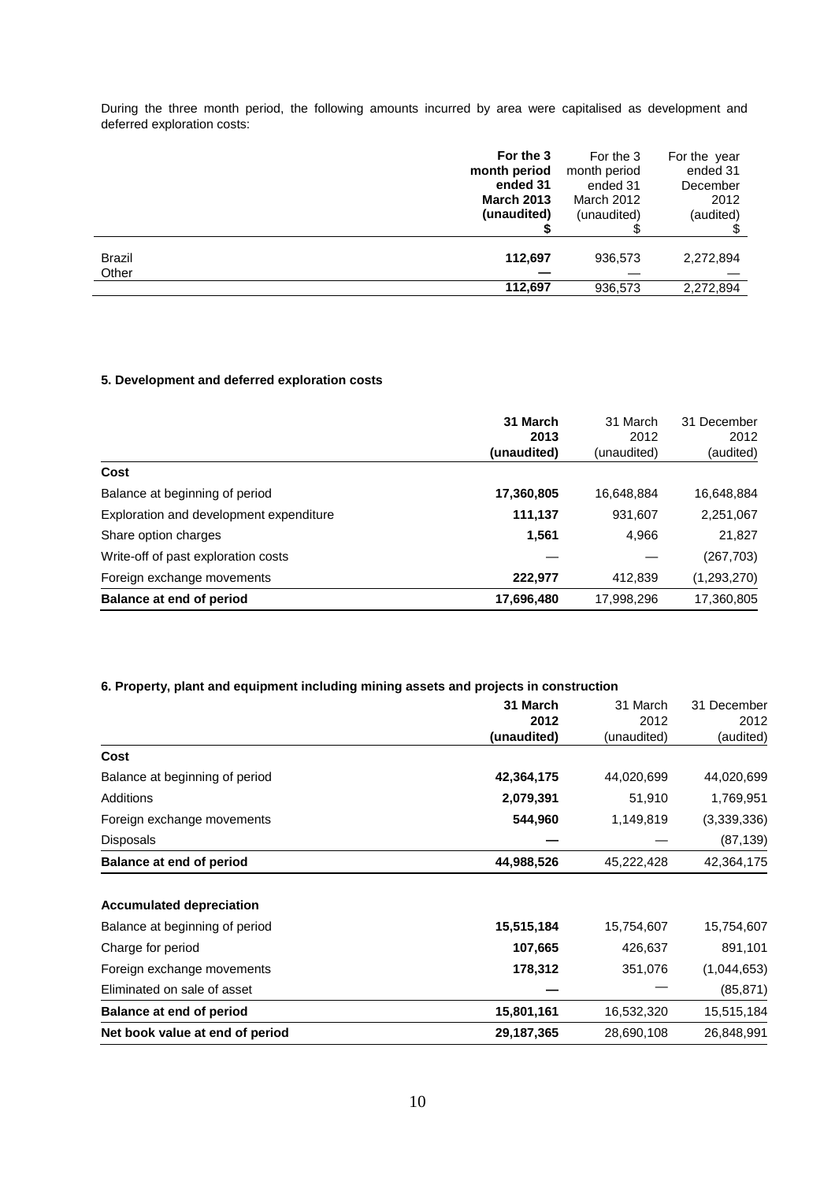During the three month period, the following amounts incurred by area were capitalised as development and deferred exploration costs:

| | **For the 3 month period ended 31 March 2013 (unaudited) $** | For the 3 month period ended 31 March 2012 (unaudited) $ | For the year ended 31 December 2012 (audited) $ |
|---|---|---|---|
| Brazil | **112,697** | 936,573 | 2,272,894 |
| Other | **—** | — | — |
| | **112,697** | 936,573 | 2,272,894 |

### 5. Development and deferred exploration costs

| | **31 March 2013 (unaudited)** | 31 March 2012 (unaudited) | 31 December 2012 (audited) |
|---|---|---|---|
| **Cost** | | | |
| Balance at beginning of period | **17,360,805** | 16,648,884 | 16,648,884 |
| Exploration and development expenditure | **111,137** | 931,607 | 2,251,067 |
| Share option charges | **1,561** | 4,966 | 21,827 |
| Write-off of past exploration costs | — | — | (267,703) |
| Foreign exchange movements | **222,977** | 412,839 | (1,293,270) |
| **Balance at end of period** | **17,696,480** | 17,998,296 | 17,360,805 |

### 6. Property, plant and equipment including mining assets and projects in construction

| | **31 March 2012 (unaudited)** | 31 March 2012 (unaudited) | 31 December 2012 (audited) |
|---|---|---|---|
| **Cost** | | | |
| Balance at beginning of period | **42,364,175** | 44,020,699 | 44,020,699 |
| Additions | **2,079,391** | 51,910 | 1,769,951 |
| Foreign exchange movements | **544,960** | 1,149,819 | (3,339,336) |
| Disposals | **—** | — | (87,139) |
| **Balance at end of period** | **44,988,526** | 45,222,428 | 42,364,175 |
| | | | |
| **Accumulated depreciation** | | | |
| Balance at beginning of period | **15,515,184** | 15,754,607 | 15,754,607 |
| Charge for period | **107,665** | 426,637 | 891,101 |
| Foreign exchange movements | **178,312** | 351,076 | (1,044,653) |
| Eliminated on sale of asset | **—** | — | (85,871) |
| **Balance at end of period** | **15,801,161** | 16,532,320 | 15,515,184 |
| **Net book value at end of period** | **29,187,365** | 28,690,108 | 26,848,991 |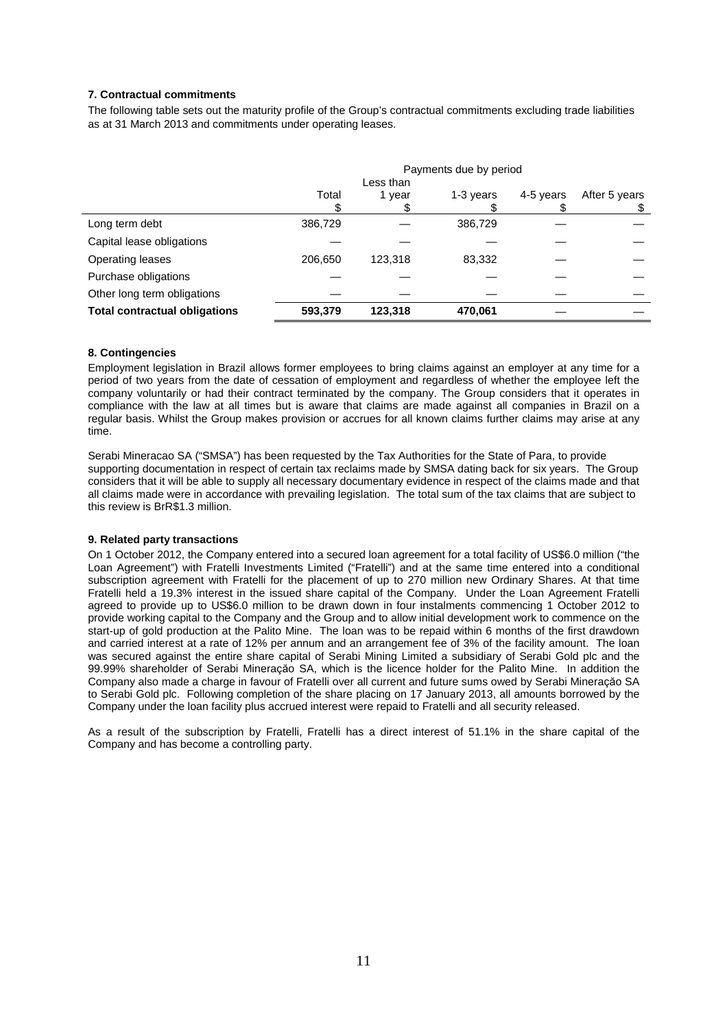**7. Contractual commitments**

The following table sets out the maturity profile of the Group's contractual commitments excluding trade liabilities as at 31 March 2013 and commitments under operating leases.

| | Payments due by period | | | | |
|---|---|---|---|---|---|
| | Total<br>$ | Less than<br>1 year<br>$ | 1-3 years<br>$ | 4-5 years<br>$ | After 5 years<br>$ |
| Long term debt | 386,729 | — | 386,729 | — | — |
| Capital lease obligations | — | — | — | — | — |
| Operating leases | 206,650 | 123,318 | 83,332 | — | — |
| Purchase obligations | — | — | — | — | — |
| Other long term obligations | — | — | — | — | — |
| **Total contractual obligations** | **593,379** | **123,318** | **470,061** | — | — |

**8. Contingencies**

Employment legislation in Brazil allows former employees to bring claims against an employer at any time for a period of two years from the date of cessation of employment and regardless of whether the employee left the company voluntarily or had their contract terminated by the company. The Group considers that it operates in compliance with the law at all times but is aware that claims are made against all companies in Brazil on a regular basis. Whilst the Group makes provision or accrues for all known claims further claims may arise at any time.

Serabi Mineracao SA ("SMSA") has been requested by the Tax Authorities for the State of Para, to provide supporting documentation in respect of certain tax reclaims made by SMSA dating back for six years. The Group considers that it will be able to supply all necessary documentary evidence in respect of the claims made and that all claims made were in accordance with prevailing legislation. The total sum of the tax claims that are subject to this review is BrR$1.3 million.

**9. Related party transactions**

On 1 October 2012, the Company entered into a secured loan agreement for a total facility of US$6.0 million ("the Loan Agreement") with Fratelli Investments Limited ("Fratelli") and at the same time entered into a conditional subscription agreement with Fratelli for the placement of up to 270 million new Ordinary Shares. At that time Fratelli held a 19.3% interest in the issued share capital of the Company. Under the Loan Agreement Fratelli agreed to provide up to US$6.0 million to be drawn down in four instalments commencing 1 October 2012 to provide working capital to the Company and the Group and to allow initial development work to commence on the start-up of gold production at the Palito Mine. The loan was to be repaid within 6 months of the first drawdown and carried interest at a rate of 12% per annum and an arrangement fee of 3% of the facility amount. The loan was secured against the entire share capital of Serabi Mining Limited a subsidiary of Serabi Gold plc and the 99.99% shareholder of Serabi Mineração SA, which is the licence holder for the Palito Mine. In addition the Company also made a charge in favour of Fratelli over all current and future sums owed by Serabi Mineração SA to Serabi Gold plc. Following completion of the share placing on 17 January 2013, all amounts borrowed by the Company under the loan facility plus accrued interest were repaid to Fratelli and all security released.

As a result of the subscription by Fratelli, Fratelli has a direct interest of 51.1% in the share capital of the Company and has become a controlling party.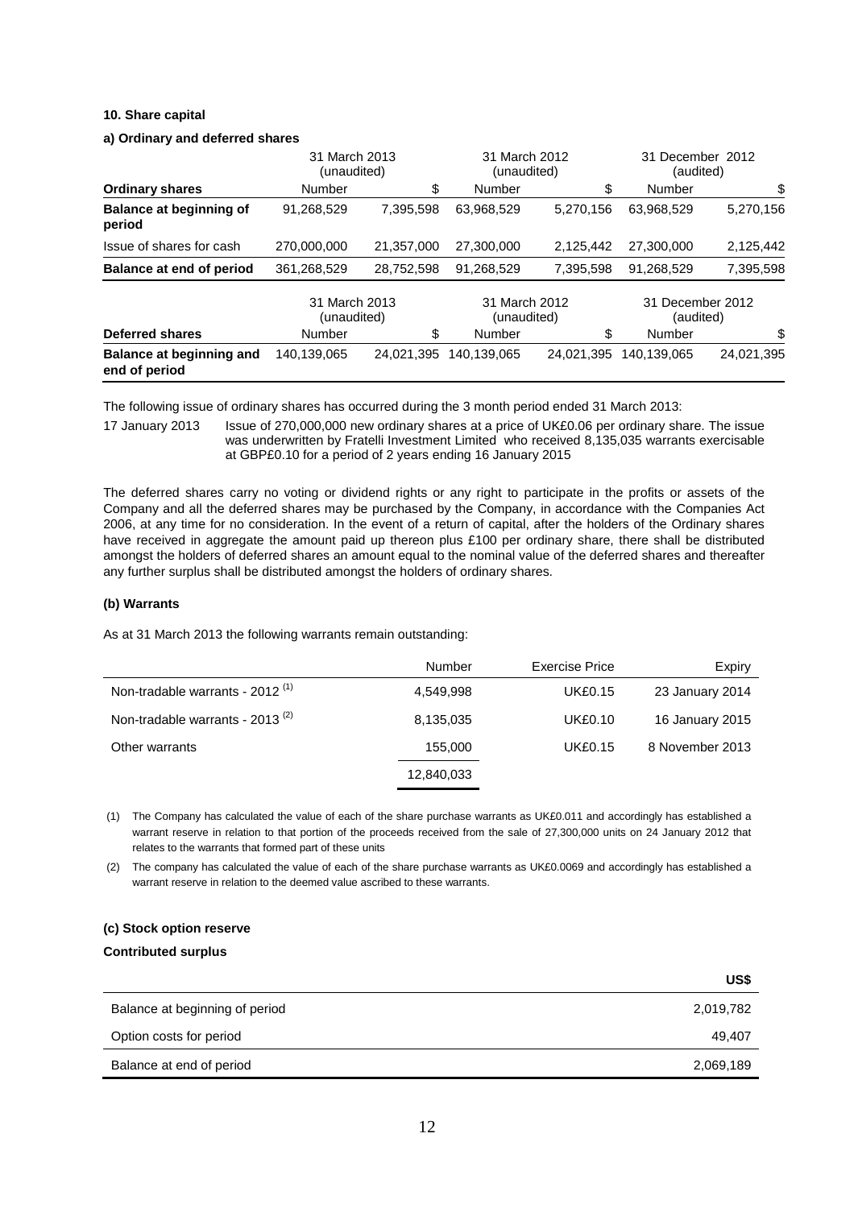**10. Share capital**

**a) Ordinary and deferred shares**

| | 31 March 2013 (unaudited) | | 31 March 2012 (unaudited) | | 31 December 2012 (audited) | |
|---|---|---|---|---|---|---|
| **Ordinary shares** | Number | $ | Number | $ | Number | $ |
| **Balance at beginning of period** | 91,268,529 | 7,395,598 | 63,968,529 | 5,270,156 | 63,968,529 | 5,270,156 |
| Issue of shares for cash | 270,000,000 | 21,357,000 | 27,300,000 | 2,125,442 | 27,300,000 | 2,125,442 |
| **Balance at end of period** | 361,268,529 | 28,752,598 | 91,268,529 | 7,395,598 | 91,268,529 | 7,395,598 |

| | 31 March 2013 (unaudited) | | 31 March 2012 (unaudited) | | 31 December 2012 (audited) | |
|---|---|---|---|---|---|---|
| **Deferred shares** | Number | $ | Number | $ | Number | $ |
| **Balance at beginning and end of period** | 140,139,065 | 24,021,395 | 140,139,065 | 24,021,395 | 140,139,065 | 24,021,395 |

The following issue of ordinary shares has occurred during the 3 month period ended 31 March 2013:

17 January 2013 Issue of 270,000,000 new ordinary shares at a price of UK£0.06 per ordinary share. The issue was underwritten by Fratelli Investment Limited who received 8,135,035 warrants exercisable at GBP£0.10 for a period of 2 years ending 16 January 2015

The deferred shares carry no voting or dividend rights or any right to participate in the profits or assets of the Company and all the deferred shares may be purchased by the Company, in accordance with the Companies Act 2006, at any time for no consideration. In the event of a return of capital, after the holders of the Ordinary shares have received in aggregate the amount paid up thereon plus £100 per ordinary share, there shall be distributed amongst the holders of deferred shares an amount equal to the nominal value of the deferred shares and thereafter any further surplus shall be distributed amongst the holders of ordinary shares.

**(b) Warrants**

As at 31 March 2013 the following warrants remain outstanding:

| | Number | Exercise Price | Expiry |
|---|---|---|---|
| Non-tradable warrants - 2012 [(1)] | 4,549,998 | UK£0.15 | 23 January 2014 |
| Non-tradable warrants - 2013 [(2)] | 8,135,035 | UK£0.10 | 16 January 2015 |
| Other warrants | 155,000 | UK£0.15 | 8 November 2013 |
| | 12,840,033 | | |

(1) The Company has calculated the value of each of the share purchase warrants as UK£0.011 and accordingly has established a warrant reserve in relation to that portion of the proceeds received from the sale of 27,300,000 units on 24 January 2012 that relates to the warrants that formed part of these units

(2) The company has calculated the value of each of the share purchase warrants as UK£0.0069 and accordingly has established a warrant reserve in relation to the deemed value ascribed to these warrants.

**(c) Stock option reserve**

**Contributed surplus**

| | **US$** |
|---|---|
| Balance at beginning of period | 2,019,782 |
| Option costs for period | 49,407 |
| Balance at end of period | 2,069,189 |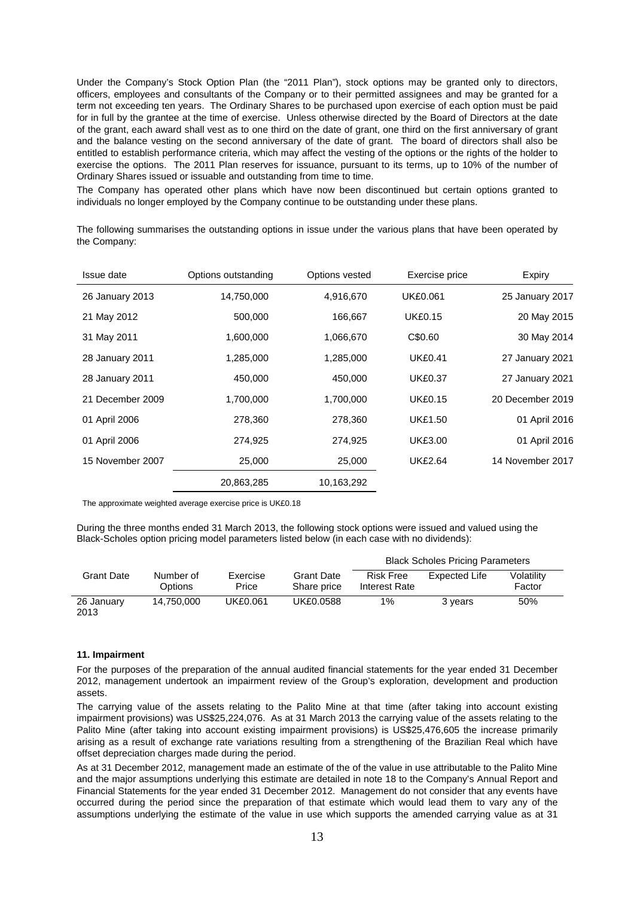Under the Company's Stock Option Plan (the "2011 Plan"), stock options may be granted only to directors, officers, employees and consultants of the Company or to their permitted assignees and may be granted for a term not exceeding ten years. The Ordinary Shares to be purchased upon exercise of each option must be paid for in full by the grantee at the time of exercise. Unless otherwise directed by the Board of Directors at the date of the grant, each award shall vest as to one third on the date of grant, one third on the first anniversary of grant and the balance vesting on the second anniversary of the date of grant. The board of directors shall also be entitled to establish performance criteria, which may affect the vesting of the options or the rights of the holder to exercise the options. The 2011 Plan reserves for issuance, pursuant to its terms, up to 10% of the number of Ordinary Shares issued or issuable and outstanding from time to time.

The Company has operated other plans which have now been discontinued but certain options granted to individuals no longer employed by the Company continue to be outstanding under these plans.

The following summarises the outstanding options in issue under the various plans that have been operated by the Company:

| Issue date | Options outstanding | Options vested | Exercise price | Expiry |
|---|---|---|---|---|
| 26 January 2013 | 14,750,000 | 4,916,670 | UK£0.061 | 25 January 2017 |
| 21 May 2012 | 500,000 | 166,667 | UK£0.15 | 20 May 2015 |
| 31 May 2011 | 1,600,000 | 1,066,670 | C$0.60 | 30 May 2014 |
| 28 January 2011 | 1,285,000 | 1,285,000 | UK£0.41 | 27 January 2021 |
| 28 January 2011 | 450,000 | 450,000 | UK£0.37 | 27 January 2021 |
| 21 December 2009 | 1,700,000 | 1,700,000 | UK£0.15 | 20 December 2019 |
| 01 April 2006 | 278,360 | 278,360 | UK£1.50 | 01 April 2016 |
| 01 April 2006 | 274,925 | 274,925 | UK£3.00 | 01 April 2016 |
| 15 November 2007 | 25,000 | 25,000 | UK£2.64 | 14 November 2017 |
| | 20,863,285 | 10,163,292 | | |

The approximate weighted average exercise price is UK£0.18

During the three months ended 31 March 2013, the following stock options were issued and valued using the Black-Scholes option pricing model parameters listed below (in each case with no dividends):

| | | | | Black Scholes Pricing Parameters | | |
|---|---|---|---|---|---|---|
| Grant Date | Number of Options | Exercise Price | Grant Date Share price | Risk Free Interest Rate | Expected Life | Volatility Factor |
| 26 January 2013 | 14,750,000 | UK£0.061 | UK£0.0588 | 1% | 3 years | 50% |

#### 11. Impairment

For the purposes of the preparation of the annual audited financial statements for the year ended 31 December 2012, management undertook an impairment review of the Group's exploration, development and production assets.

The carrying value of the assets relating to the Palito Mine at that time (after taking into account existing impairment provisions) was US$25,224,076. As at 31 March 2013 the carrying value of the assets relating to the Palito Mine (after taking into account existing impairment provisions) is US$25,476,605 the increase primarily arising as a result of exchange rate variations resulting from a strengthening of the Brazilian Real which have offset depreciation charges made during the period.

As at 31 December 2012, management made an estimate of the of the value in use attributable to the Palito Mine and the major assumptions underlying this estimate are detailed in note 18 to the Company's Annual Report and Financial Statements for the year ended 31 December 2012. Management do not consider that any events have occurred during the period since the preparation of that estimate which would lead them to vary any of the assumptions underlying the estimate of the value in use which supports the amended carrying value as at 31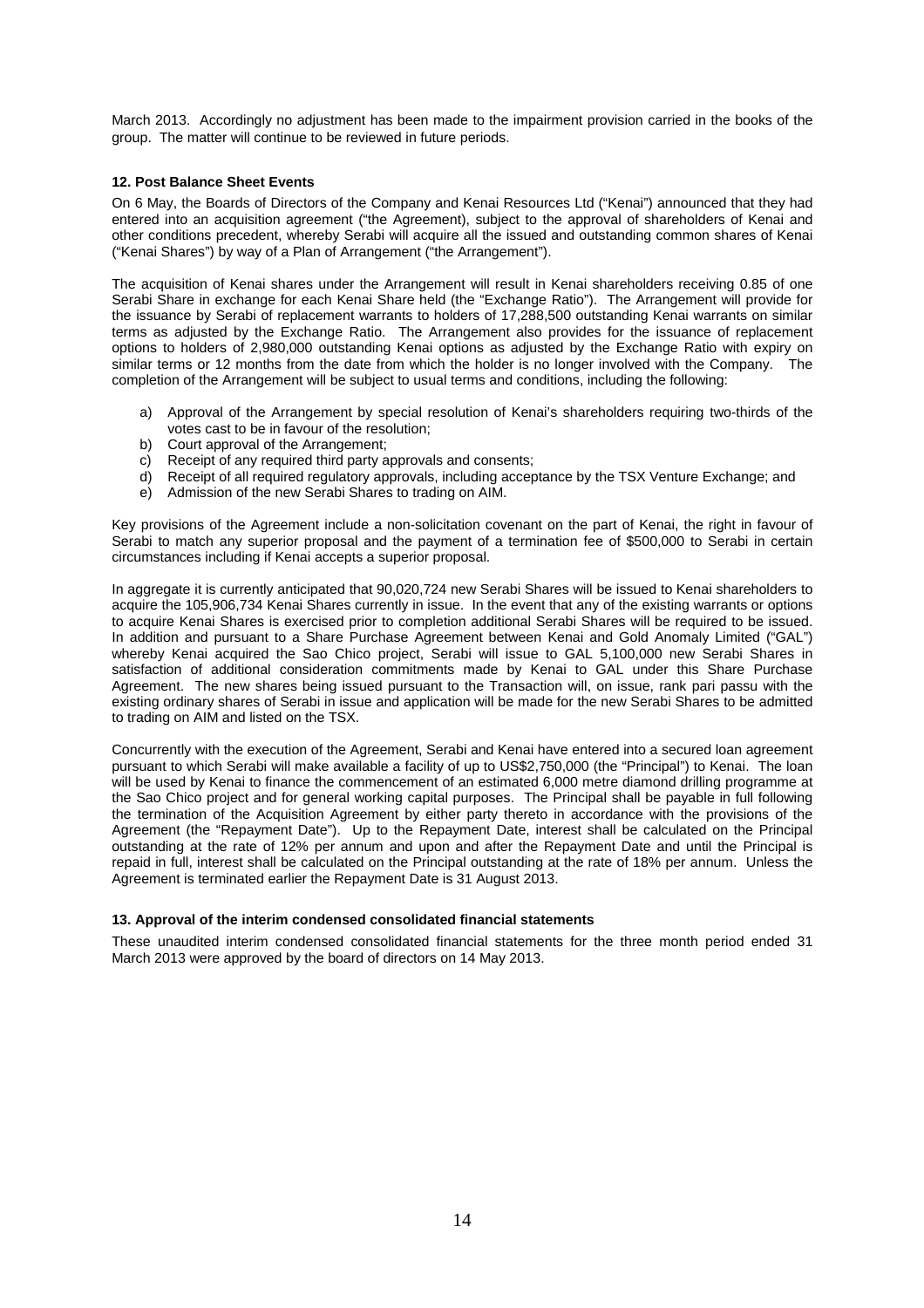March 2013. Accordingly no adjustment has been made to the impairment provision carried in the books of the group. The matter will continue to be reviewed in future periods.

### 12. Post Balance Sheet Events

On 6 May, the Boards of Directors of the Company and Kenai Resources Ltd ("Kenai") announced that they had entered into an acquisition agreement ("the Agreement), subject to the approval of shareholders of Kenai and other conditions precedent, whereby Serabi will acquire all the issued and outstanding common shares of Kenai ("Kenai Shares") by way of a Plan of Arrangement ("the Arrangement").

The acquisition of Kenai shares under the Arrangement will result in Kenai shareholders receiving 0.85 of one Serabi Share in exchange for each Kenai Share held (the "Exchange Ratio"). The Arrangement will provide for the issuance by Serabi of replacement warrants to holders of 17,288,500 outstanding Kenai warrants on similar terms as adjusted by the Exchange Ratio. The Arrangement also provides for the issuance of replacement options to holders of 2,980,000 outstanding Kenai options as adjusted by the Exchange Ratio with expiry on similar terms or 12 months from the date from which the holder is no longer involved with the Company. The completion of the Arrangement will be subject to usual terms and conditions, including the following:

a) Approval of the Arrangement by special resolution of Kenai's shareholders requiring two-thirds of the votes cast to be in favour of the resolution;
b) Court approval of the Arrangement;
c) Receipt of any required third party approvals and consents;
d) Receipt of all required regulatory approvals, including acceptance by the TSX Venture Exchange; and
e) Admission of the new Serabi Shares to trading on AIM.

Key provisions of the Agreement include a non-solicitation covenant on the part of Kenai, the right in favour of Serabi to match any superior proposal and the payment of a termination fee of $500,000 to Serabi in certain circumstances including if Kenai accepts a superior proposal.

In aggregate it is currently anticipated that 90,020,724 new Serabi Shares will be issued to Kenai shareholders to acquire the 105,906,734 Kenai Shares currently in issue. In the event that any of the existing warrants or options to acquire Kenai Shares is exercised prior to completion additional Serabi Shares will be required to be issued. In addition and pursuant to a Share Purchase Agreement between Kenai and Gold Anomaly Limited ("GAL") whereby Kenai acquired the Sao Chico project, Serabi will issue to GAL 5,100,000 new Serabi Shares in satisfaction of additional consideration commitments made by Kenai to GAL under this Share Purchase Agreement. The new shares being issued pursuant to the Transaction will, on issue, rank pari passu with the existing ordinary shares of Serabi in issue and application will be made for the new Serabi Shares to be admitted to trading on AIM and listed on the TSX.

Concurrently with the execution of the Agreement, Serabi and Kenai have entered into a secured loan agreement pursuant to which Serabi will make available a facility of up to US$2,750,000 (the "Principal") to Kenai. The loan will be used by Kenai to finance the commencement of an estimated 6,000 metre diamond drilling programme at the Sao Chico project and for general working capital purposes. The Principal shall be payable in full following the termination of the Acquisition Agreement by either party thereto in accordance with the provisions of the Agreement (the "Repayment Date"). Up to the Repayment Date, interest shall be calculated on the Principal outstanding at the rate of 12% per annum and upon and after the Repayment Date and until the Principal is repaid in full, interest shall be calculated on the Principal outstanding at the rate of 18% per annum. Unless the Agreement is terminated earlier the Repayment Date is 31 August 2013.

### 13. Approval of the interim condensed consolidated financial statements

These unaudited interim condensed consolidated financial statements for the three month period ended 31 March 2013 were approved by the board of directors on 14 May 2013.